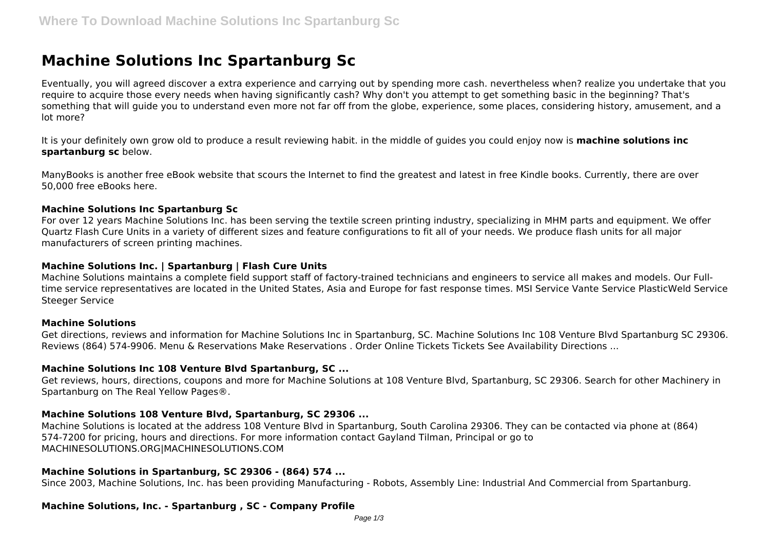# Machine Solutions Inc Spartanburg Sc

Eventually, you will agreed discover a extra experience and carrying out by spending more cash. nevertheless when? realize you undertake that you require to acquire those every needs when having significantly cash? Why don't you attempt to get something basic in the beginning? That's something that will guide you to understand even more not far off from the globe, experience, some places, considering history, amusement, and a lot more?

It is your definitely own grow old to produce a result reviewing habit. in the middle of guides you could enjoy now is **machine solutions inc spartanburg sc** below.

ManyBooks is another free eBook website that scours the Internet to find the greatest and latest in free Kindle books. Currently, there are over 50,000 free eBooks here.

#### Machine Solutions Inc Spartanburg Sc

For over 12 years Machine Solutions Inc. has been serving the textile screen printing industry, specializing in MHM parts and equipment. We offer Quartz Flash Cure Units in a variety of different sizes and feature configurations to fit all of your needs. We produce flash units for all major manufacturers of screen printing machines.

#### Machine Solutions Inc. | Spartanburg | Flash Cure Units

Machine Solutions maintains a complete field support staff of factory-trained technicians and engineers to service all makes and models. Our Full-time service representatives are located in the United States, Asia and Europe for fast response times. MSI Service Vante Service PlasticWeld Service Steeger Service

#### Machine Solutions

Get directions, reviews and information for Machine Solutions Inc in Spartanburg, SC. Machine Solutions Inc 108 Venture Blvd Spartanburg SC 29306. Reviews (864) 574-9906. Menu & Reservations Make Reservations . Order Online Tickets Tickets See Availability Directions ...

#### Machine Solutions Inc 108 Venture Blvd Spartanburg, SC ...

Get reviews, hours, directions, coupons and more for Machine Solutions at 108 Venture Blvd, Spartanburg, SC 29306. Search for other Machinery in Spartanburg on The Real Yellow Pages®.

#### Machine Solutions 108 Venture Blvd, Spartanburg, SC 29306 ...

Machine Solutions is located at the address 108 Venture Blvd in Spartanburg, South Carolina 29306. They can be contacted via phone at (864) 574-7200 for pricing, hours and directions. For more information contact Gayland Tilman, Principal or go to MACHINESOLUTIONS.ORG|MACHINESOLUTIONS.COM

#### Machine Solutions in Spartanburg, SC 29306 - (864) 574 ...

Since 2003, Machine Solutions, Inc. has been providing Manufacturing - Robots, Assembly Line: Industrial And Commercial from Spartanburg.

#### Machine Solutions, Inc. - Spartanburg , SC - Company Profile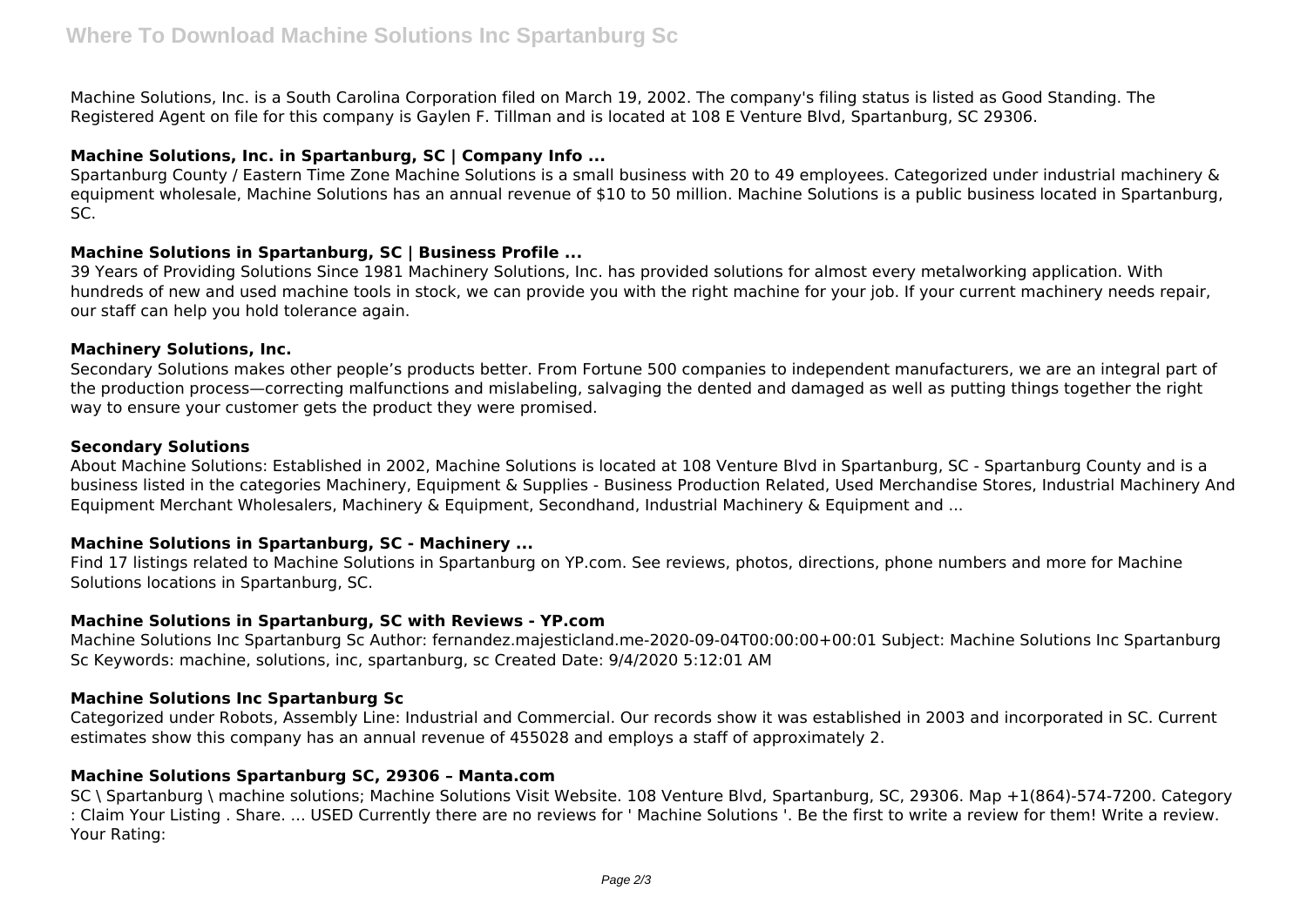Machine Solutions, Inc. is a South Carolina Corporation filed on March 19, 2002. The company's filing status is listed as Good Standing. The Registered Agent on file for this company is Gaylen F. Tillman and is located at 108 E Venture Blvd, Spartanburg, SC 29306.

### Machine Solutions, Inc. in Spartanburg, SC | Company Info ...

Spartanburg County / Eastern Time Zone Machine Solutions is a small business with 20 to 49 employees. Categorized under industrial machinery & equipment wholesale, Machine Solutions has an annual revenue of $10 to 50 million. Machine Solutions is a public business located in Spartanburg, SC.

### Machine Solutions in Spartanburg, SC | Business Profile ...

39 Years of Providing Solutions Since 1981 Machinery Solutions, Inc. has provided solutions for almost every metalworking application. With hundreds of new and used machine tools in stock, we can provide you with the right machine for your job. If your current machinery needs repair, our staff can help you hold tolerance again.

### Machinery Solutions, Inc.

Secondary Solutions makes other people's products better. From Fortune 500 companies to independent manufacturers, we are an integral part of the production process—correcting malfunctions and mislabeling, salvaging the dented and damaged as well as putting things together the right way to ensure your customer gets the product they were promised.

### Secondary Solutions

About Machine Solutions: Established in 2002, Machine Solutions is located at 108 Venture Blvd in Spartanburg, SC - Spartanburg County and is a business listed in the categories Machinery, Equipment & Supplies - Business Production Related, Used Merchandise Stores, Industrial Machinery And Equipment Merchant Wholesalers, Machinery & Equipment, Secondhand, Industrial Machinery & Equipment and ...

### Machine Solutions in Spartanburg, SC - Machinery ...

Find 17 listings related to Machine Solutions in Spartanburg on YP.com. See reviews, photos, directions, phone numbers and more for Machine Solutions locations in Spartanburg, SC.

### Machine Solutions in Spartanburg, SC with Reviews - YP.com

Machine Solutions Inc Spartanburg Sc Author: fernandez.majesticland.me-2020-09-04T00:00:00+00:01 Subject: Machine Solutions Inc Spartanburg Sc Keywords: machine, solutions, inc, spartanburg, sc Created Date: 9/4/2020 5:12:01 AM

### Machine Solutions Inc Spartanburg Sc

Categorized under Robots, Assembly Line: Industrial and Commercial. Our records show it was established in 2003 and incorporated in SC. Current estimates show this company has an annual revenue of 455028 and employs a staff of approximately 2.

### Machine Solutions Spartanburg SC, 29306 – Manta.com

SC \ Spartanburg \ machine solutions; Machine Solutions Visit Website. 108 Venture Blvd, Spartanburg, SC, 29306. Map +1(864)-574-7200. Category : Claim Your Listing . Share. ... USED Currently there are no reviews for ' Machine Solutions '. Be the first to write a review for them! Write a review. Your Rating: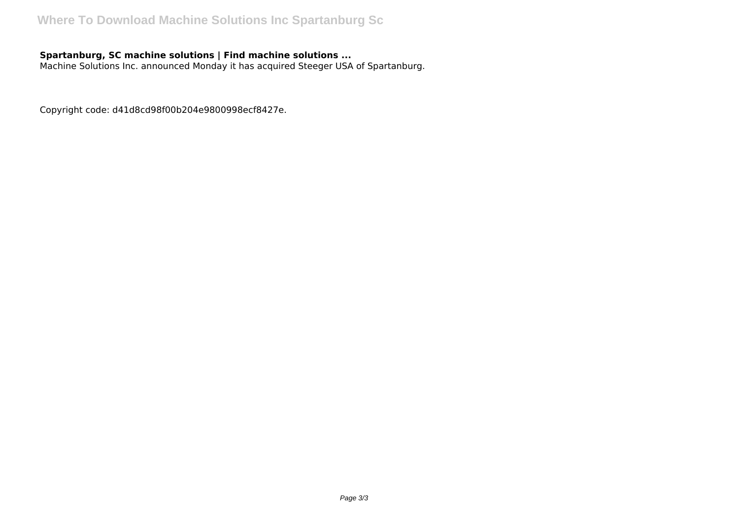**Spartanburg, SC machine solutions | Find machine solutions ...**

Machine Solutions Inc. announced Monday it has acquired Steeger USA of Spartanburg.

Copyright code: d41d8cd98f00b204e9800998ecf8427e.